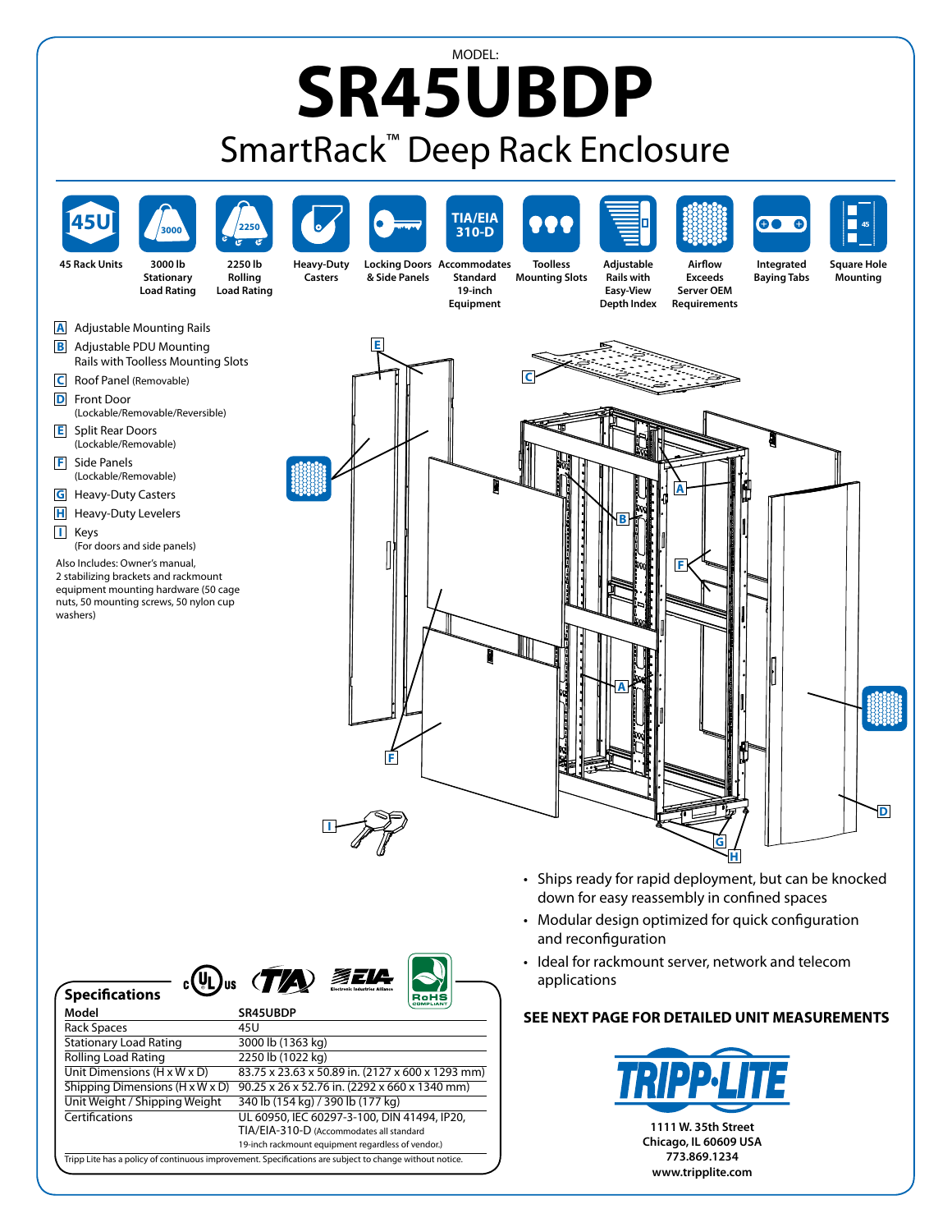MODEL:

# SR45UBDP

## SmartRack™ Deep Rack Enclosure

45 Rack Units | 3000 lb Stationary Load Rating | 2250 lb Rolling Load Rating | Heavy-Duty Casters | Locking Doors & Side Panels | Accommodates Standard 19-inch Equipment | Toolless Mounting Slots | Adjustable Rails with Easy-View Depth Index | Airflow Exceeds Server OEM Requirements | Integrated Baying Tabs | Square Hole Mounting

- **A** Adjustable Mounting Rails
- **B** Adjustable PDU Mounting Rails with Toolless Mounting Slots
- **C** Roof Panel (Removable)
- **D** Front Door (Lockable/Removable/Reversible)
- **E** Split Rear Doors (Lockable/Removable)
- **F** Side Panels (Lockable/Removable)
- **G** Heavy-Duty Casters
- **H** Heavy-Duty Levelers
- **I** Keys (For doors and side panels)

Also Includes: Owner's manual, 2 stabilizing brackets and rackmount equipment mounting hardware (50 cage nuts, 50 mounting screws, 50 nylon cup washers)

- Ships ready for rapid deployment, but can be knocked down for easy reassembly in confined spaces
- Modular design optimized for quick configuration and reconfiguration
- Ideal for rackmount server, network and telecom applications

**SEE NEXT PAGE FOR DETAILED UNIT MEASUREMENTS**

### Specifications

| Model | SR45UBDP |
|---|---|
| Rack Spaces | 45U |
| Stationary Load Rating | 3000 lb (1363 kg) |
| Rolling Load Rating | 2250 lb (1022 kg) |
| Unit Dimensions (H x W x D) | 83.75 x 23.63 x 50.89 in. (2127 x 600 x 1293 mm) |
| Shipping Dimensions (H x W x D) | 90.25 x 26 x 52.76 in. (2292 x 660 x 1340 mm) |
| Unit Weight / Shipping Weight | 340 lb (154 kg) / 390 lb (177 kg) |
| Certifications | UL 60950, IEC 60297-3-100, DIN 41494, IP20, TIA/EIA-310-D (Accommodates all standard 19-inch rackmount equipment regardless of vendor.) |

Tripp Lite has a policy of continuous improvement. Specifications are subject to change without notice.

TRIPP·LITE
1111 W. 35th Street
Chicago, IL 60609 USA
773.869.1234
www.tripplite.com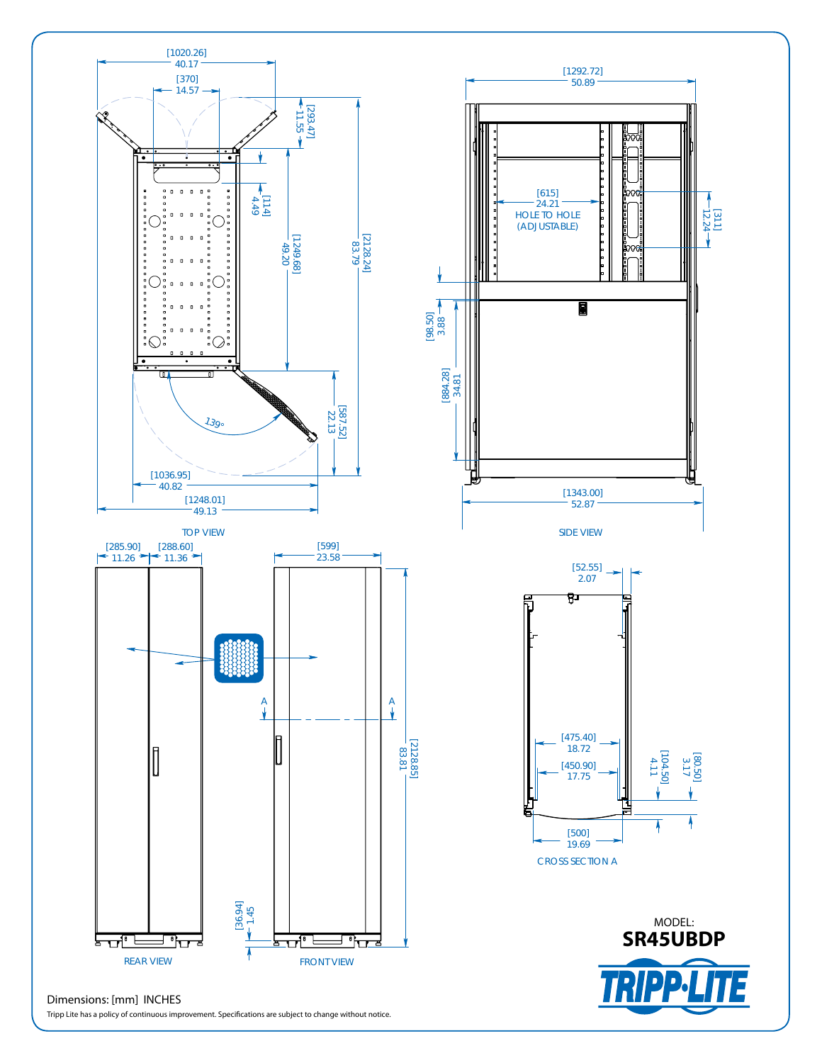## TOP VIEW

[1020.26] 40.17

[370] 14.57

[293.47] 11.55

[114] 4.49

[1249.68] 49.20

[2128.24] 83.79

139°

[587.52] 22.13

[1036.95] 40.82

[1248.01] 49.13

## SIDE VIEW

[1292.72] 50.89

[615] 24.21 HOLE TO HOLE (ADJUSTABLE)

[311] 12.24

[98.50] 3.88

[884.28] 34.81

[1343.00] 52.87

## REAR VIEW

[285.90] 11.26

[288.60] 11.36

## FRONT VIEW

[599] 23.58

A — A

[2128.85] 83.81

[36.94] 1.45

## CROSS SECTION A

[52.55] 2.07

[475.40] 18.72

[450.90] 17.75

[104.50] 4.11

[80.50] 3.17

[500] 19.69

MODEL:
**SR45UBDP**

TRIPP·LITE

Dimensions: [mm] INCHES

Tripp Lite has a policy of continuous improvement. Specifications are subject to change without notice.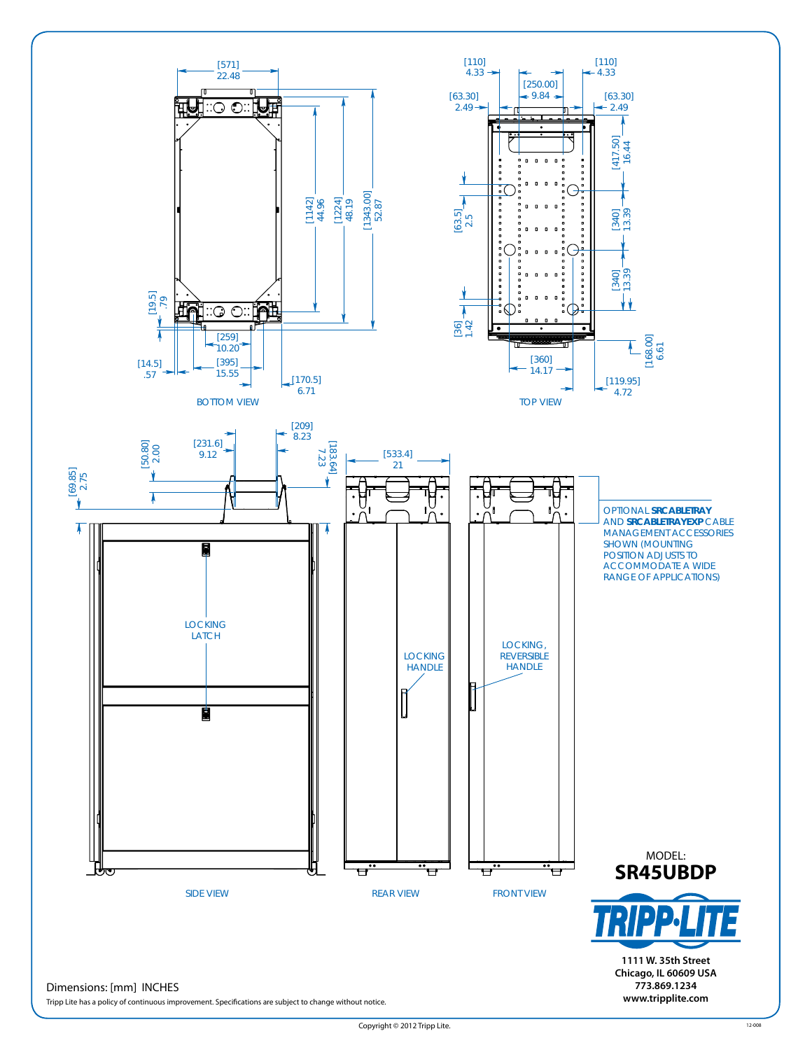[571]
22.48

[1142]
44.96

[1224]
48.19

[1343.00]
52.87

[19.5]
.79

[259]
10.20

[14.5]
.57

[395]
15.55

[170.5]
6.71

BOTTOM VIEW

[110]
4.33

[110]
4.33

[250.00]
9.84

[63.30]
2.49

[63.30]
2.49

[417.50]
16.44

[63.5]
2.5

[340]
13.39

[340]
13.39

[36]
1.42

[168.00]
6.61

[360]
14.17

[119.95]
4.72

TOP VIEW

[209]
8.23

[231.6]
9.12

[50.80]
2.00

[183.64]
7.23

[69.85]
2.75

[533.4]
21

OPTIONAL **SRCABLETRAY** AND **SRCABLETRAYEXP** CABLE MANAGEMENT ACCESSORIES SHOWN (MOUNTING POSITION ADJUSTS TO ACCOMMODATE A WIDE RANGE OF APPLICATIONS)

LOCKING LATCH

LOCKING HANDLE

LOCKING, REVERSIBLE HANDLE

SIDE VIEW

REAR VIEW

FRONT VIEW

MODEL:
**SR45UBDP**

TRIPP·LITE

**1111 W. 35th Street**
**Chicago, IL 60609 USA**
**773.869.1234**
**www.tripplite.com**

Dimensions: [mm] INCHES

Tripp Lite has a policy of continuous improvement. Specifications are subject to change without notice.

Copyright © 2012 Tripp Lite.

12-008